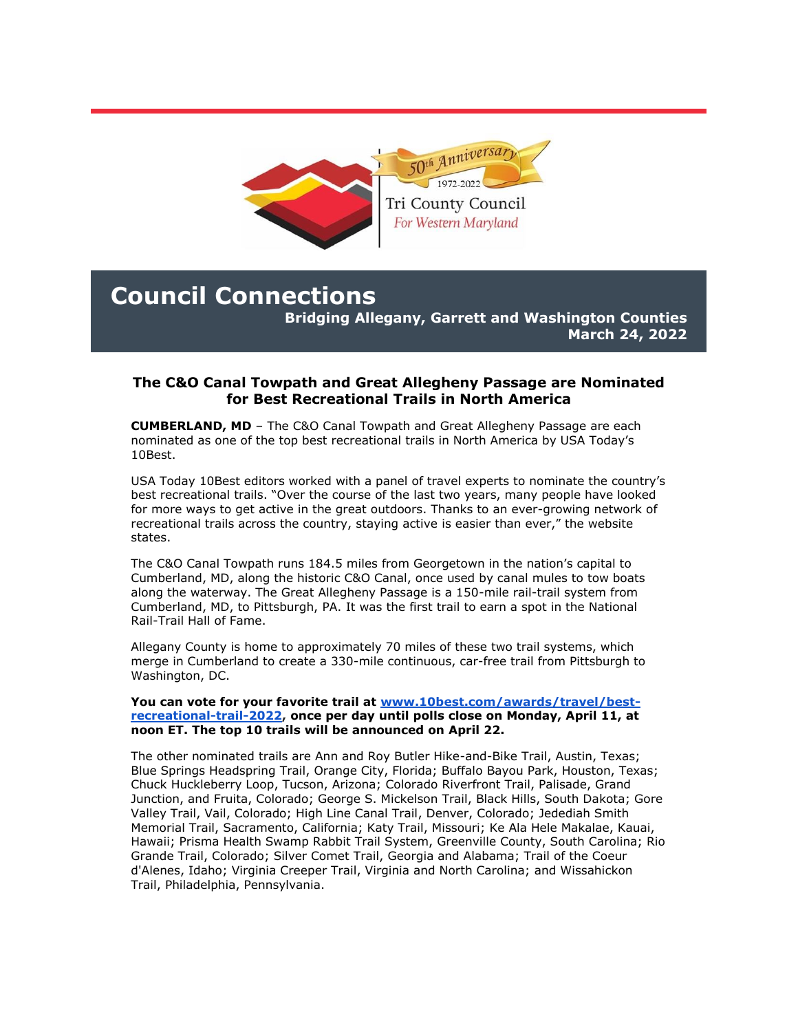50th Anniversary

1972-2022

Tri County Council

*For Western Maryland*

# Council Connections

**Bridging Allegany, Garrett and Washington Counties**

**March 24, 2022**

## The C&O Canal Towpath and Great Allegheny Passage are Nominated for Best Recreational Trails in North America

**CUMBERLAND, MD** – The C&O Canal Towpath and Great Allegheny Passage are each nominated as one of the top best recreational trails in North America by USA Today's 10Best.

USA Today 10Best editors worked with a panel of travel experts to nominate the country's best recreational trails. "Over the course of the last two years, many people have looked for more ways to get active in the great outdoors. Thanks to an ever-growing network of recreational trails across the country, staying active is easier than ever," the website states.

The C&O Canal Towpath runs 184.5 miles from Georgetown in the nation's capital to Cumberland, MD, along the historic C&O Canal, once used by canal mules to tow boats along the waterway. The Great Allegheny Passage is a 150-mile rail-trail system from Cumberland, MD, to Pittsburgh, PA. It was the first trail to earn a spot in the National Rail-Trail Hall of Fame.

Allegany County is home to approximately 70 miles of these two trail systems, which merge in Cumberland to create a 330-mile continuous, car-free trail from Pittsburgh to Washington, DC.

**You can vote for your favorite trail at [www.10best.com/awards/travel/best-recreational-trail-2022](www.10best.com/awards/travel/best-recreational-trail-2022), once per day until polls close on Monday, April 11, at noon ET. The top 10 trails will be announced on April 22.**

The other nominated trails are Ann and Roy Butler Hike-and-Bike Trail, Austin, Texas; Blue Springs Headspring Trail, Orange City, Florida; Buffalo Bayou Park, Houston, Texas; Chuck Huckleberry Loop, Tucson, Arizona; Colorado Riverfront Trail, Palisade, Grand Junction, and Fruita, Colorado; George S. Mickelson Trail, Black Hills, South Dakota; Gore Valley Trail, Vail, Colorado; High Line Canal Trail, Denver, Colorado; Jedediah Smith Memorial Trail, Sacramento, California; Katy Trail, Missouri; Ke Ala Hele Makalae, Kauai, Hawaii; Prisma Health Swamp Rabbit Trail System, Greenville County, South Carolina; Rio Grande Trail, Colorado; Silver Comet Trail, Georgia and Alabama; Trail of the Coeur d'Alenes, Idaho; Virginia Creeper Trail, Virginia and North Carolina; and Wissahickon Trail, Philadelphia, Pennsylvania.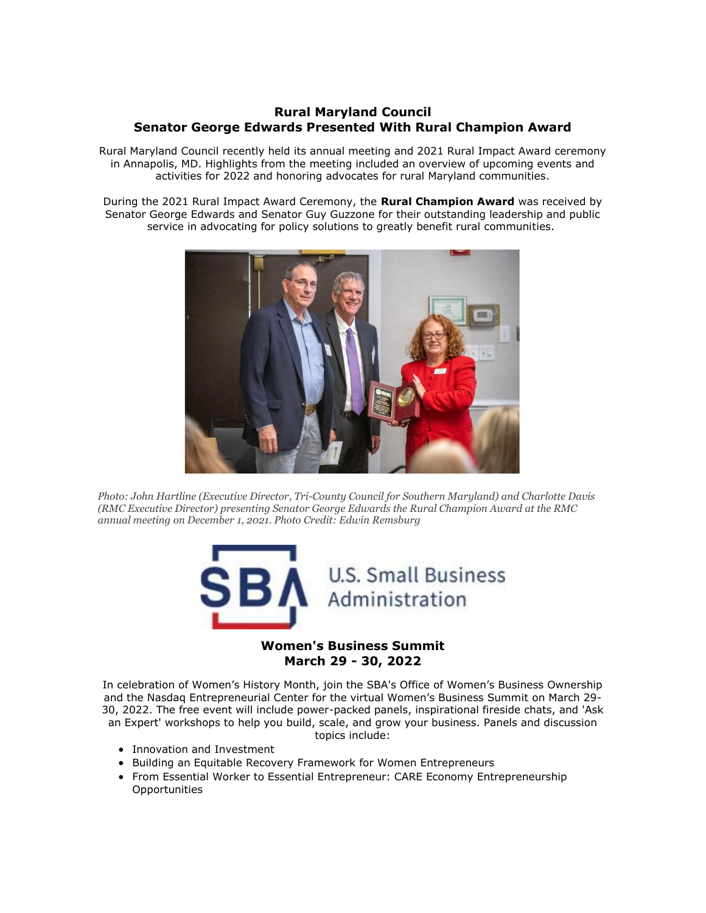## Rural Maryland Council
## Senator George Edwards Presented With Rural Champion Award

Rural Maryland Council recently held its annual meeting and 2021 Rural Impact Award ceremony in Annapolis, MD. Highlights from the meeting included an overview of upcoming events and activities for 2022 and honoring advocates for rural Maryland communities.

During the 2021 Rural Impact Award Ceremony, the **Rural Champion Award** was received by Senator George Edwards and Senator Guy Guzzone for their outstanding leadership and public service in advocating for policy solutions to greatly benefit rural communities.

*Photo: John Hartline (Executive Director, Tri-County Council for Southern Maryland) and Charlotte Davis (RMC Executive Director) presenting Senator George Edwards the Rural Champion Award at the RMC annual meeting on December 1, 2021. Photo Credit: Edwin Remsburg*

SBA U.S. Small Business Administration

## Women's Business Summit
## March 29 - 30, 2022

In celebration of Women's History Month, join the SBA's Office of Women's Business Ownership and the Nasdaq Entrepreneurial Center for the virtual Women's Business Summit on March 29-30, 2022. The free event will include power-packed panels, inspirational fireside chats, and 'Ask an Expert' workshops to help you build, scale, and grow your business. Panels and discussion topics include:

- Innovation and Investment
- Building an Equitable Recovery Framework for Women Entrepreneurs
- From Essential Worker to Essential Entrepreneur: CARE Economy Entrepreneurship Opportunities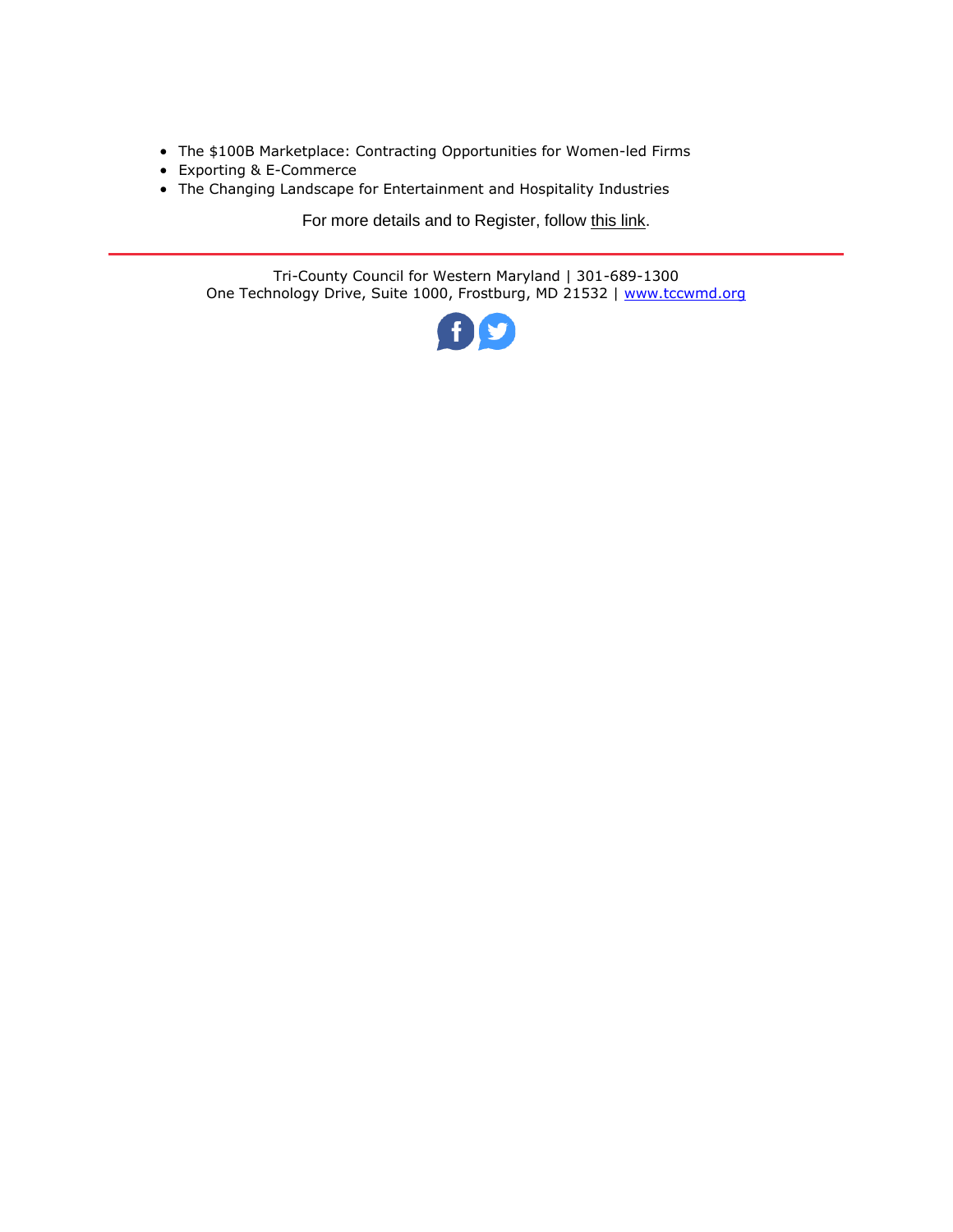- The $100B Marketplace: Contracting Opportunities for Women-led Firms
- Exporting & E-Commerce
- The Changing Landscape for Entertainment and Hospitality Industries

For more details and to Register, follow this link.

---

Tri-County Council for Western Maryland | 301-689-1300
One Technology Drive, Suite 1000, Frostburg, MD 21532 | www.tccwmd.org